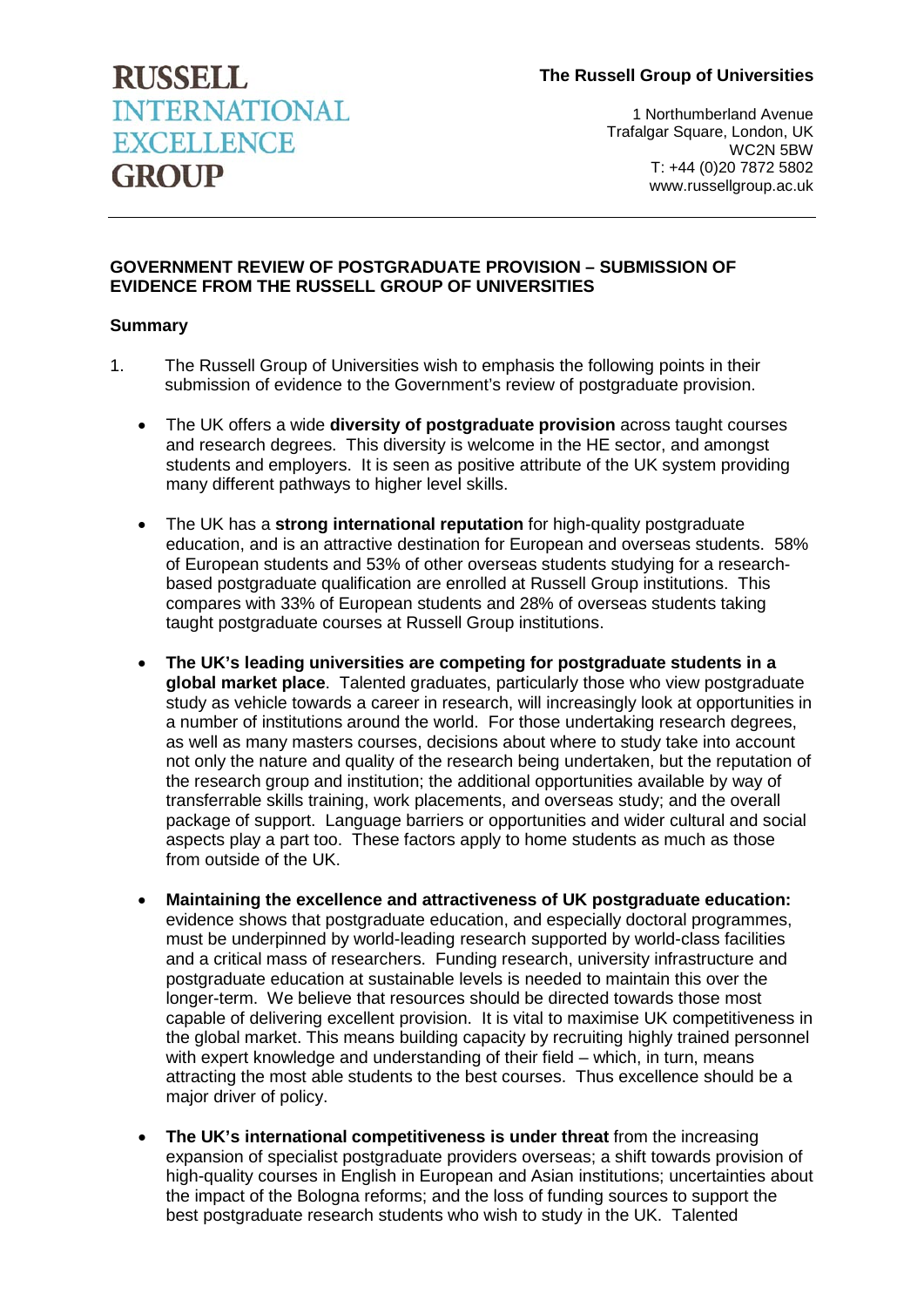**RUSSELL INTERNATIONAL EXCELLENCE GROUP**

**The Russell Group of Universities**

1 Northumberland Avenue
Trafalgar Square, London, UK
WC2N 5BW
T: +44 (0)20 7872 5802
www.russellgroup.ac.uk

---

## GOVERNMENT REVIEW OF POSTGRADUATE PROVISION – SUBMISSION OF EVIDENCE FROM THE RUSSELL GROUP OF UNIVERSITIES

### Summary

1. The Russell Group of Universities wish to emphasis the following points in their submission of evidence to the Government's review of postgraduate provision.

   - The UK offers a wide **diversity of postgraduate provision** across taught courses and research degrees. This diversity is welcome in the HE sector, and amongst students and employers. It is seen as positive attribute of the UK system providing many different pathways to higher level skills.

   - The UK has a **strong international reputation** for high-quality postgraduate education, and is an attractive destination for European and overseas students. 58% of European students and 53% of other overseas students studying for a research-based postgraduate qualification are enrolled at Russell Group institutions. This compares with 33% of European students and 28% of overseas students taking taught postgraduate courses at Russell Group institutions.

   - **The UK's leading universities are competing for postgraduate students in a global market place**. Talented graduates, particularly those who view postgraduate study as vehicle towards a career in research, will increasingly look at opportunities in a number of institutions around the world. For those undertaking research degrees, as well as many masters courses, decisions about where to study take into account not only the nature and quality of the research being undertaken, but the reputation of the research group and institution; the additional opportunities available by way of transferrable skills training, work placements, and overseas study; and the overall package of support. Language barriers or opportunities and wider cultural and social aspects play a part too. These factors apply to home students as much as those from outside of the UK.

   - **Maintaining the excellence and attractiveness of UK postgraduate education:** evidence shows that postgraduate education, and especially doctoral programmes, must be underpinned by world-leading research supported by world-class facilities and a critical mass of researchers. Funding research, university infrastructure and postgraduate education at sustainable levels is needed to maintain this over the longer-term. We believe that resources should be directed towards those most capable of delivering excellent provision. It is vital to maximise UK competitiveness in the global market. This means building capacity by recruiting highly trained personnel with expert knowledge and understanding of their field – which, in turn, means attracting the most able students to the best courses. Thus excellence should be a major driver of policy.

   - **The UK's international competitiveness is under threat** from the increasing expansion of specialist postgraduate providers overseas; a shift towards provision of high-quality courses in English in European and Asian institutions; uncertainties about the impact of the Bologna reforms; and the loss of funding sources to support the best postgraduate research students who wish to study in the UK. Talented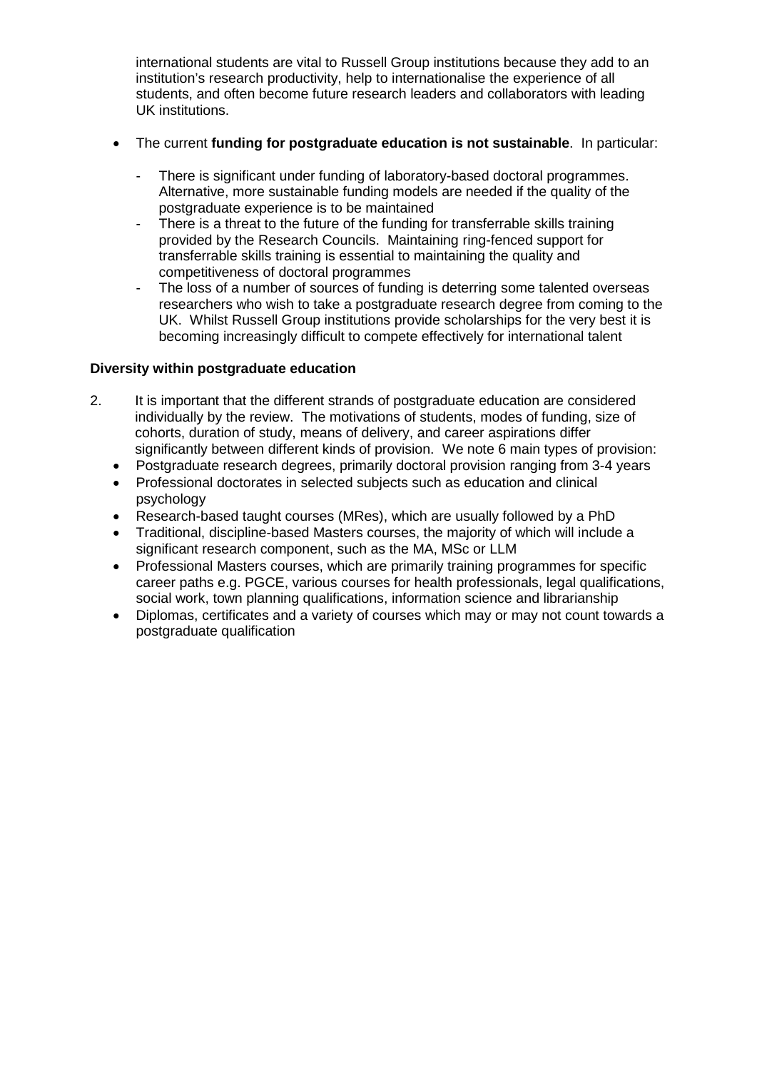international students are vital to Russell Group institutions because they add to an institution's research productivity, help to internationalise the experience of all students, and often become future research leaders and collaborators with leading UK institutions.

- The current **funding for postgraduate education is not sustainable**. In particular:
  - There is significant under funding of laboratory-based doctoral programmes. Alternative, more sustainable funding models are needed if the quality of the postgraduate experience is to be maintained
  - There is a threat to the future of the funding for transferrable skills training provided by the Research Councils. Maintaining ring-fenced support for transferrable skills training is essential to maintaining the quality and competitiveness of doctoral programmes
  - The loss of a number of sources of funding is deterring some talented overseas researchers who wish to take a postgraduate research degree from coming to the UK. Whilst Russell Group institutions provide scholarships for the very best it is becoming increasingly difficult to compete effectively for international talent

**Diversity within postgraduate education**

2. It is important that the different strands of postgraduate education are considered individually by the review. The motivations of students, modes of funding, size of cohorts, duration of study, means of delivery, and career aspirations differ significantly between different kinds of provision. We note 6 main types of provision:
   - Postgraduate research degrees, primarily doctoral provision ranging from 3-4 years
   - Professional doctorates in selected subjects such as education and clinical psychology
   - Research-based taught courses (MRes), which are usually followed by a PhD
   - Traditional, discipline-based Masters courses, the majority of which will include a significant research component, such as the MA, MSc or LLM
   - Professional Masters courses, which are primarily training programmes for specific career paths e.g. PGCE, various courses for health professionals, legal qualifications, social work, town planning qualifications, information science and librarianship
   - Diplomas, certificates and a variety of courses which may or may not count towards a postgraduate qualification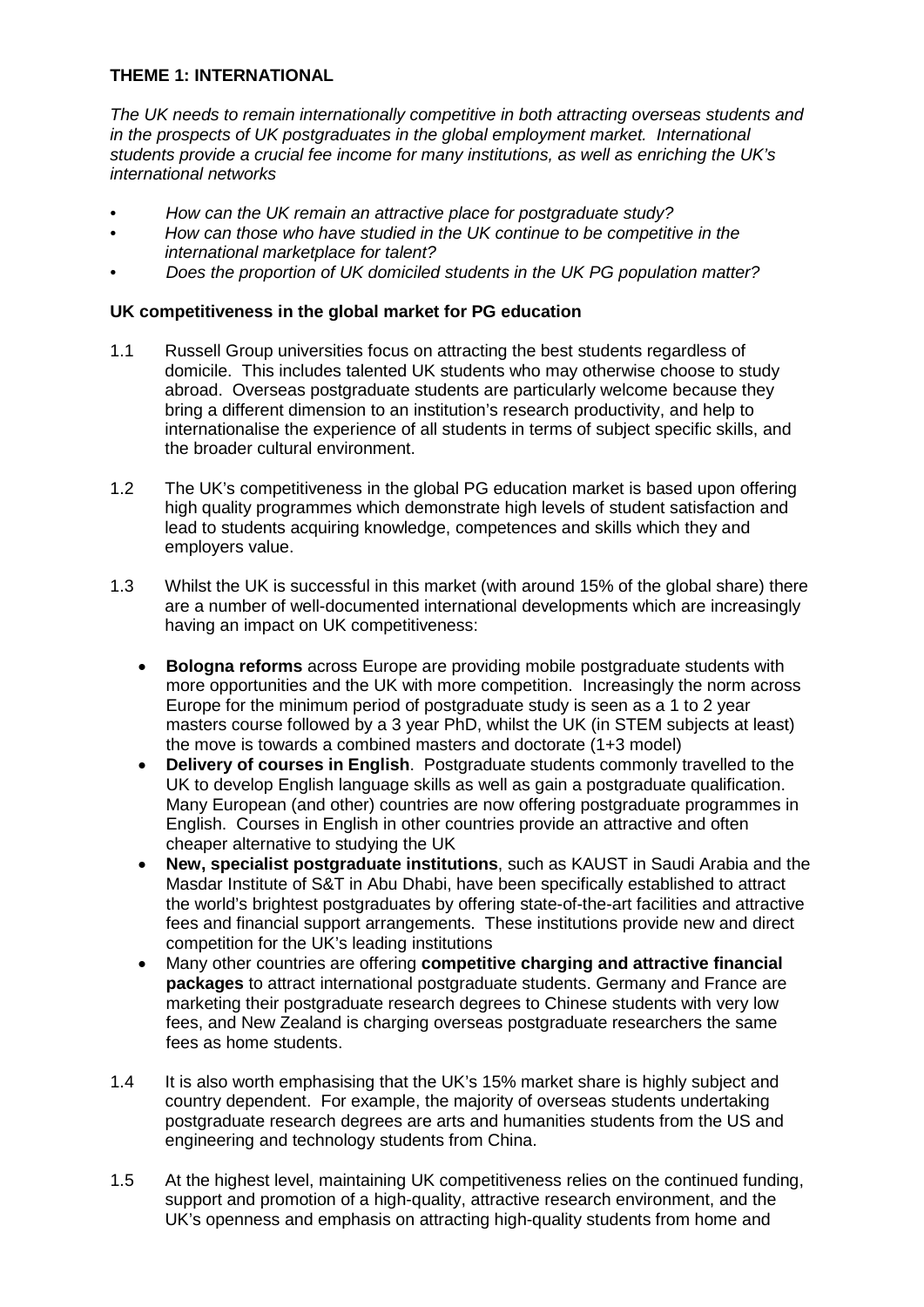**THEME 1: INTERNATIONAL**

*The UK needs to remain internationally competitive in both attracting overseas students and in the prospects of UK postgraduates in the global employment market. International students provide a crucial fee income for many institutions, as well as enriching the UK's international networks*

- *How can the UK remain an attractive place for postgraduate study?*
- *How can those who have studied in the UK continue to be competitive in the international marketplace for talent?*
- *Does the proportion of UK domiciled students in the UK PG population matter?*

**UK competitiveness in the global market for PG education**

1.1 Russell Group universities focus on attracting the best students regardless of domicile. This includes talented UK students who may otherwise choose to study abroad. Overseas postgraduate students are particularly welcome because they bring a different dimension to an institution's research productivity, and help to internationalise the experience of all students in terms of subject specific skills, and the broader cultural environment.

1.2 The UK's competitiveness in the global PG education market is based upon offering high quality programmes which demonstrate high levels of student satisfaction and lead to students acquiring knowledge, competences and skills which they and employers value.

1.3 Whilst the UK is successful in this market (with around 15% of the global share) there are a number of well-documented international developments which are increasingly having an impact on UK competitiveness:

- **Bologna reforms** across Europe are providing mobile postgraduate students with more opportunities and the UK with more competition. Increasingly the norm across Europe for the minimum period of postgraduate study is seen as a 1 to 2 year masters course followed by a 3 year PhD, whilst the UK (in STEM subjects at least) the move is towards a combined masters and doctorate (1+3 model)
- **Delivery of courses in English**. Postgraduate students commonly travelled to the UK to develop English language skills as well as gain a postgraduate qualification. Many European (and other) countries are now offering postgraduate programmes in English. Courses in English in other countries provide an attractive and often cheaper alternative to studying the UK
- **New, specialist postgraduate institutions**, such as KAUST in Saudi Arabia and the Masdar Institute of S&T in Abu Dhabi, have been specifically established to attract the world's brightest postgraduates by offering state-of-the-art facilities and attractive fees and financial support arrangements. These institutions provide new and direct competition for the UK's leading institutions
- Many other countries are offering **competitive charging and attractive financial packages** to attract international postgraduate students. Germany and France are marketing their postgraduate research degrees to Chinese students with very low fees, and New Zealand is charging overseas postgraduate researchers the same fees as home students.

1.4 It is also worth emphasising that the UK's 15% market share is highly subject and country dependent. For example, the majority of overseas students undertaking postgraduate research degrees are arts and humanities students from the US and engineering and technology students from China.

1.5 At the highest level, maintaining UK competitiveness relies on the continued funding, support and promotion of a high-quality, attractive research environment, and the UK's openness and emphasis on attracting high-quality students from home and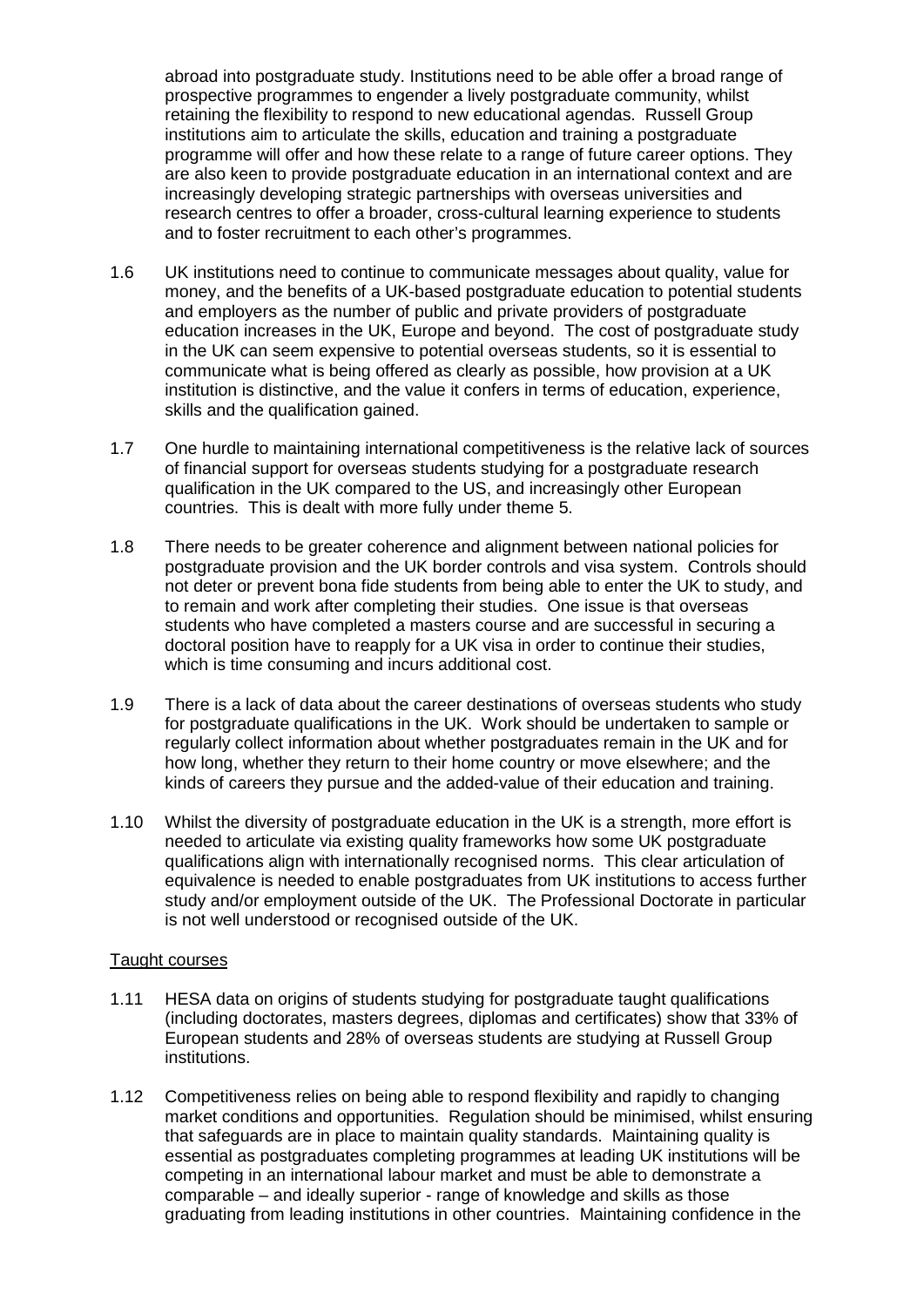abroad into postgraduate study. Institutions need to be able offer a broad range of prospective programmes to engender a lively postgraduate community, whilst retaining the flexibility to respond to new educational agendas. Russell Group institutions aim to articulate the skills, education and training a postgraduate programme will offer and how these relate to a range of future career options. They are also keen to provide postgraduate education in an international context and are increasingly developing strategic partnerships with overseas universities and research centres to offer a broader, cross-cultural learning experience to students and to foster recruitment to each other's programmes.

1.6 UK institutions need to continue to communicate messages about quality, value for money, and the benefits of a UK-based postgraduate education to potential students and employers as the number of public and private providers of postgraduate education increases in the UK, Europe and beyond. The cost of postgraduate study in the UK can seem expensive to potential overseas students, so it is essential to communicate what is being offered as clearly as possible, how provision at a UK institution is distinctive, and the value it confers in terms of education, experience, skills and the qualification gained.

1.7 One hurdle to maintaining international competitiveness is the relative lack of sources of financial support for overseas students studying for a postgraduate research qualification in the UK compared to the US, and increasingly other European countries. This is dealt with more fully under theme 5.

1.8 There needs to be greater coherence and alignment between national policies for postgraduate provision and the UK border controls and visa system. Controls should not deter or prevent bona fide students from being able to enter the UK to study, and to remain and work after completing their studies. One issue is that overseas students who have completed a masters course and are successful in securing a doctoral position have to reapply for a UK visa in order to continue their studies, which is time consuming and incurs additional cost.

1.9 There is a lack of data about the career destinations of overseas students who study for postgraduate qualifications in the UK. Work should be undertaken to sample or regularly collect information about whether postgraduates remain in the UK and for how long, whether they return to their home country or move elsewhere; and the kinds of careers they pursue and the added-value of their education and training.

1.10 Whilst the diversity of postgraduate education in the UK is a strength, more effort is needed to articulate via existing quality frameworks how some UK postgraduate qualifications align with internationally recognised norms. This clear articulation of equivalence is needed to enable postgraduates from UK institutions to access further study and/or employment outside of the UK. The Professional Doctorate in particular is not well understood or recognised outside of the UK.

Taught courses

1.11 HESA data on origins of students studying for postgraduate taught qualifications (including doctorates, masters degrees, diplomas and certificates) show that 33% of European students and 28% of overseas students are studying at Russell Group institutions.

1.12 Competitiveness relies on being able to respond flexibility and rapidly to changing market conditions and opportunities. Regulation should be minimised, whilst ensuring that safeguards are in place to maintain quality standards. Maintaining quality is essential as postgraduates completing programmes at leading UK institutions will be competing in an international labour market and must be able to demonstrate a comparable – and ideally superior - range of knowledge and skills as those graduating from leading institutions in other countries. Maintaining confidence in the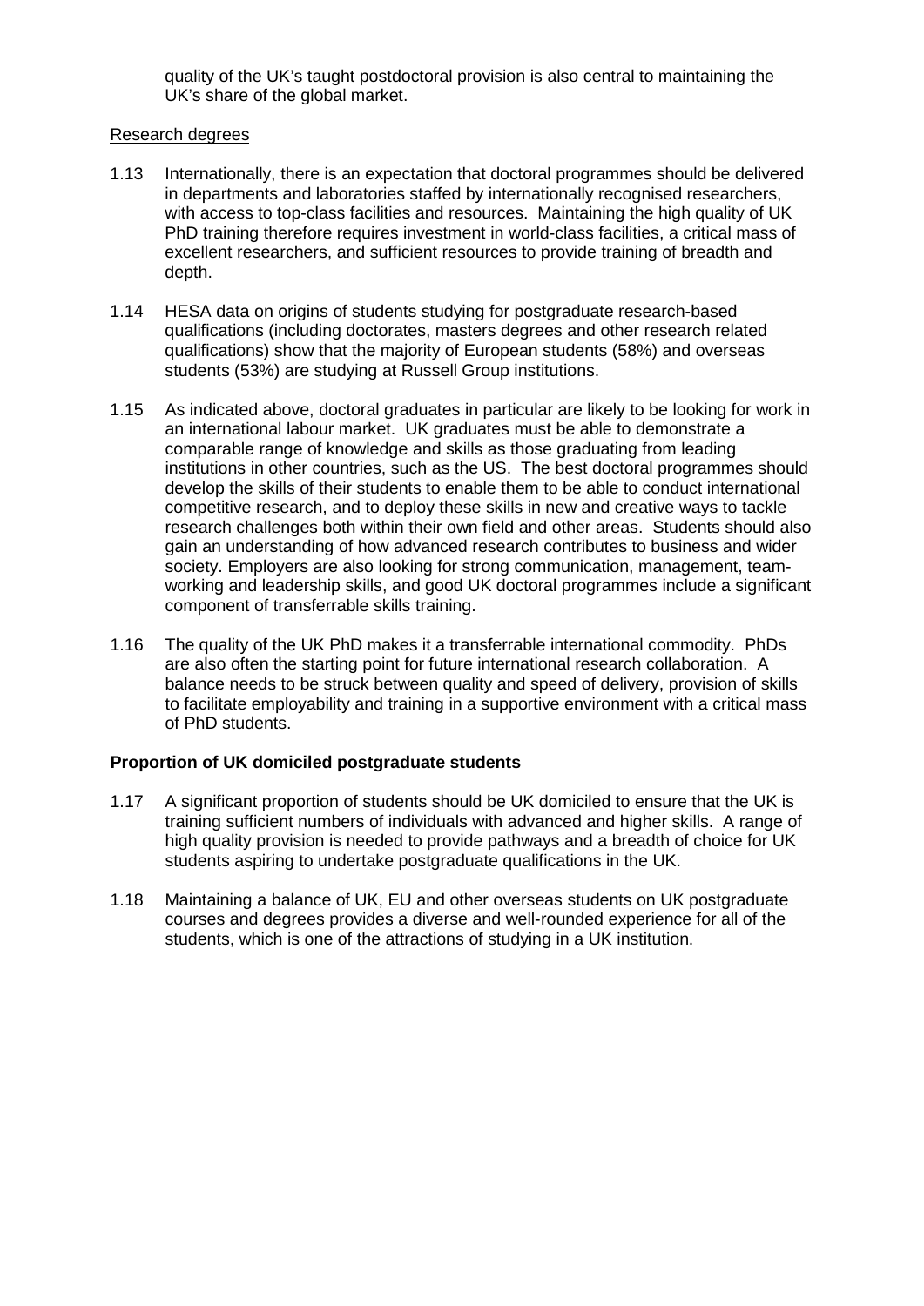quality of the UK's taught postdoctoral provision is also central to maintaining the UK's share of the global market.

Research degrees

1.13 Internationally, there is an expectation that doctoral programmes should be delivered in departments and laboratories staffed by internationally recognised researchers, with access to top-class facilities and resources. Maintaining the high quality of UK PhD training therefore requires investment in world-class facilities, a critical mass of excellent researchers, and sufficient resources to provide training of breadth and depth.

1.14 HESA data on origins of students studying for postgraduate research-based qualifications (including doctorates, masters degrees and other research related qualifications) show that the majority of European students (58%) and overseas students (53%) are studying at Russell Group institutions.

1.15 As indicated above, doctoral graduates in particular are likely to be looking for work in an international labour market. UK graduates must be able to demonstrate a comparable range of knowledge and skills as those graduating from leading institutions in other countries, such as the US. The best doctoral programmes should develop the skills of their students to enable them to be able to conduct international competitive research, and to deploy these skills in new and creative ways to tackle research challenges both within their own field and other areas. Students should also gain an understanding of how advanced research contributes to business and wider society. Employers are also looking for strong communication, management, team-working and leadership skills, and good UK doctoral programmes include a significant component of transferrable skills training.

1.16 The quality of the UK PhD makes it a transferrable international commodity. PhDs are also often the starting point for future international research collaboration. A balance needs to be struck between quality and speed of delivery, provision of skills to facilitate employability and training in a supportive environment with a critical mass of PhD students.

**Proportion of UK domiciled postgraduate students**

1.17 A significant proportion of students should be UK domiciled to ensure that the UK is training sufficient numbers of individuals with advanced and higher skills. A range of high quality provision is needed to provide pathways and a breadth of choice for UK students aspiring to undertake postgraduate qualifications in the UK.

1.18 Maintaining a balance of UK, EU and other overseas students on UK postgraduate courses and degrees provides a diverse and well-rounded experience for all of the students, which is one of the attractions of studying in a UK institution.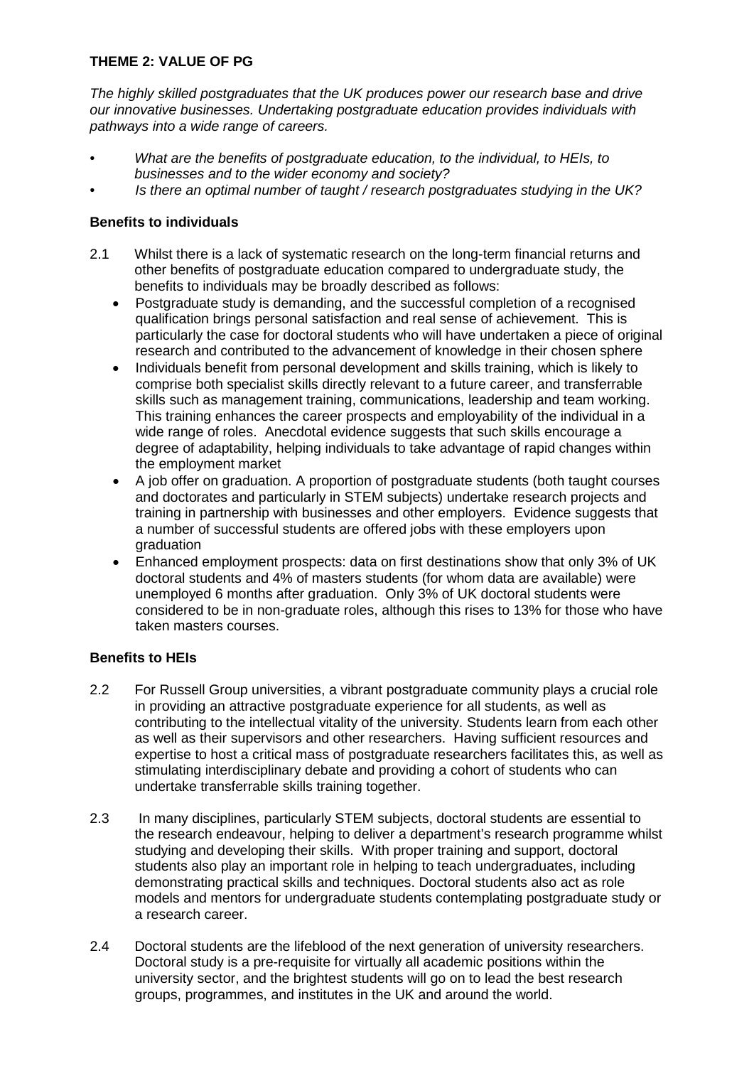**THEME 2: VALUE OF PG**

*The highly skilled postgraduates that the UK produces power our research base and drive our innovative businesses. Undertaking postgraduate education provides individuals with pathways into a wide range of careers.*

- *What are the benefits of postgraduate education, to the individual, to HEIs, to businesses and to the wider economy and society?*
- *Is there an optimal number of taught / research postgraduates studying in the UK?*

**Benefits to individuals**

2.1 Whilst there is a lack of systematic research on the long-term financial returns and other benefits of postgraduate education compared to undergraduate study, the benefits to individuals may be broadly described as follows:

- Postgraduate study is demanding, and the successful completion of a recognised qualification brings personal satisfaction and real sense of achievement. This is particularly the case for doctoral students who will have undertaken a piece of original research and contributed to the advancement of knowledge in their chosen sphere
- Individuals benefit from personal development and skills training, which is likely to comprise both specialist skills directly relevant to a future career, and transferrable skills such as management training, communications, leadership and team working. This training enhances the career prospects and employability of the individual in a wide range of roles. Anecdotal evidence suggests that such skills encourage a degree of adaptability, helping individuals to take advantage of rapid changes within the employment market
- A job offer on graduation. A proportion of postgraduate students (both taught courses and doctorates and particularly in STEM subjects) undertake research projects and training in partnership with businesses and other employers. Evidence suggests that a number of successful students are offered jobs with these employers upon graduation
- Enhanced employment prospects: data on first destinations show that only 3% of UK doctoral students and 4% of masters students (for whom data are available) were unemployed 6 months after graduation. Only 3% of UK doctoral students were considered to be in non-graduate roles, although this rises to 13% for those who have taken masters courses.

**Benefits to HEIs**

2.2 For Russell Group universities, a vibrant postgraduate community plays a crucial role in providing an attractive postgraduate experience for all students, as well as contributing to the intellectual vitality of the university. Students learn from each other as well as their supervisors and other researchers. Having sufficient resources and expertise to host a critical mass of postgraduate researchers facilitates this, as well as stimulating interdisciplinary debate and providing a cohort of students who can undertake transferrable skills training together.

2.3 In many disciplines, particularly STEM subjects, doctoral students are essential to the research endeavour, helping to deliver a department's research programme whilst studying and developing their skills. With proper training and support, doctoral students also play an important role in helping to teach undergraduates, including demonstrating practical skills and techniques. Doctoral students also act as role models and mentors for undergraduate students contemplating postgraduate study or a research career.

2.4 Doctoral students are the lifeblood of the next generation of university researchers. Doctoral study is a pre-requisite for virtually all academic positions within the university sector, and the brightest students will go on to lead the best research groups, programmes, and institutes in the UK and around the world.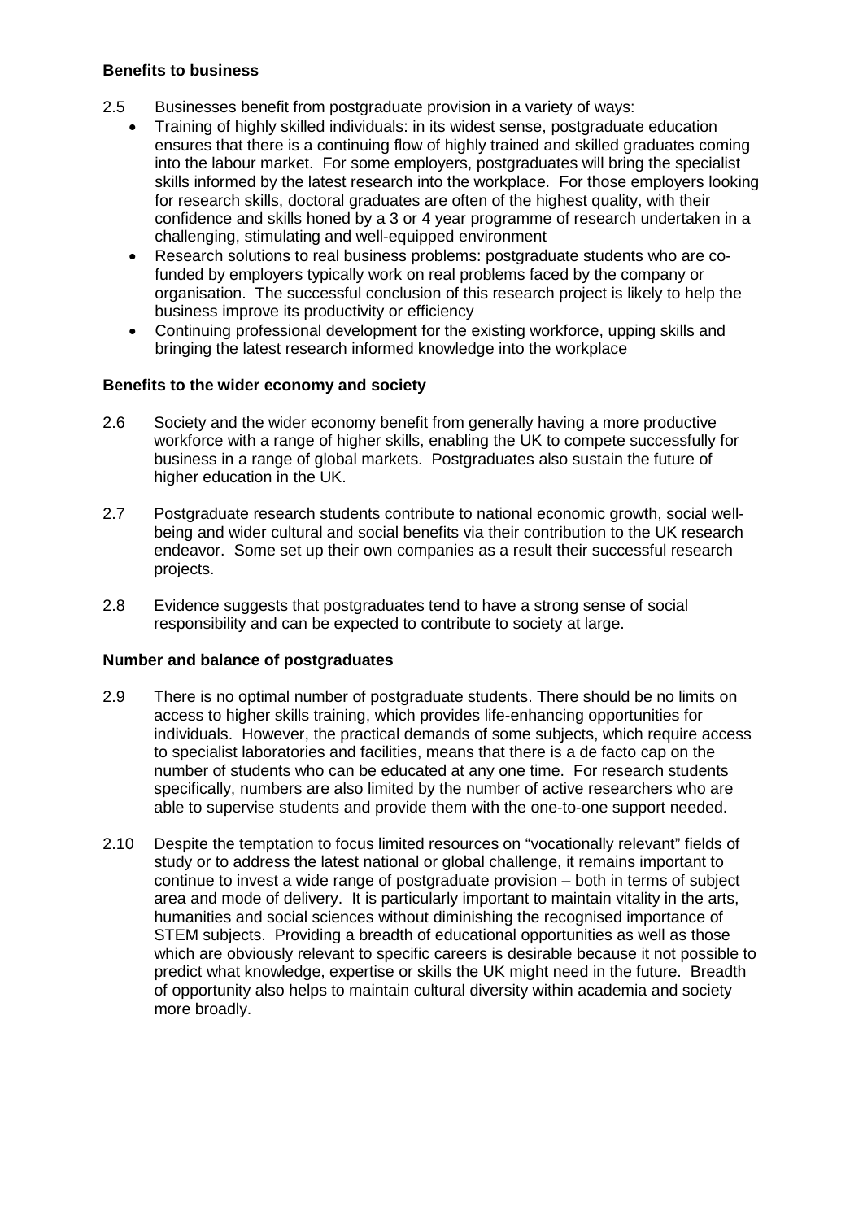**Benefits to business**

2.5 Businesses benefit from postgraduate provision in a variety of ways:

- Training of highly skilled individuals: in its widest sense, postgraduate education ensures that there is a continuing flow of highly trained and skilled graduates coming into the labour market. For some employers, postgraduates will bring the specialist skills informed by the latest research into the workplace. For those employers looking for research skills, doctoral graduates are often of the highest quality, with their confidence and skills honed by a 3 or 4 year programme of research undertaken in a challenging, stimulating and well-equipped environment
- Research solutions to real business problems: postgraduate students who are co-funded by employers typically work on real problems faced by the company or organisation. The successful conclusion of this research project is likely to help the business improve its productivity or efficiency
- Continuing professional development for the existing workforce, upping skills and bringing the latest research informed knowledge into the workplace

**Benefits to the wider economy and society**

2.6 Society and the wider economy benefit from generally having a more productive workforce with a range of higher skills, enabling the UK to compete successfully for business in a range of global markets. Postgraduates also sustain the future of higher education in the UK.

2.7 Postgraduate research students contribute to national economic growth, social well-being and wider cultural and social benefits via their contribution to the UK research endeavor. Some set up their own companies as a result their successful research projects.

2.8 Evidence suggests that postgraduates tend to have a strong sense of social responsibility and can be expected to contribute to society at large.

**Number and balance of postgraduates**

2.9 There is no optimal number of postgraduate students. There should be no limits on access to higher skills training, which provides life-enhancing opportunities for individuals. However, the practical demands of some subjects, which require access to specialist laboratories and facilities, means that there is a de facto cap on the number of students who can be educated at any one time. For research students specifically, numbers are also limited by the number of active researchers who are able to supervise students and provide them with the one-to-one support needed.

2.10 Despite the temptation to focus limited resources on "vocationally relevant" fields of study or to address the latest national or global challenge, it remains important to continue to invest a wide range of postgraduate provision – both in terms of subject area and mode of delivery. It is particularly important to maintain vitality in the arts, humanities and social sciences without diminishing the recognised importance of STEM subjects. Providing a breadth of educational opportunities as well as those which are obviously relevant to specific careers is desirable because it not possible to predict what knowledge, expertise or skills the UK might need in the future. Breadth of opportunity also helps to maintain cultural diversity within academia and society more broadly.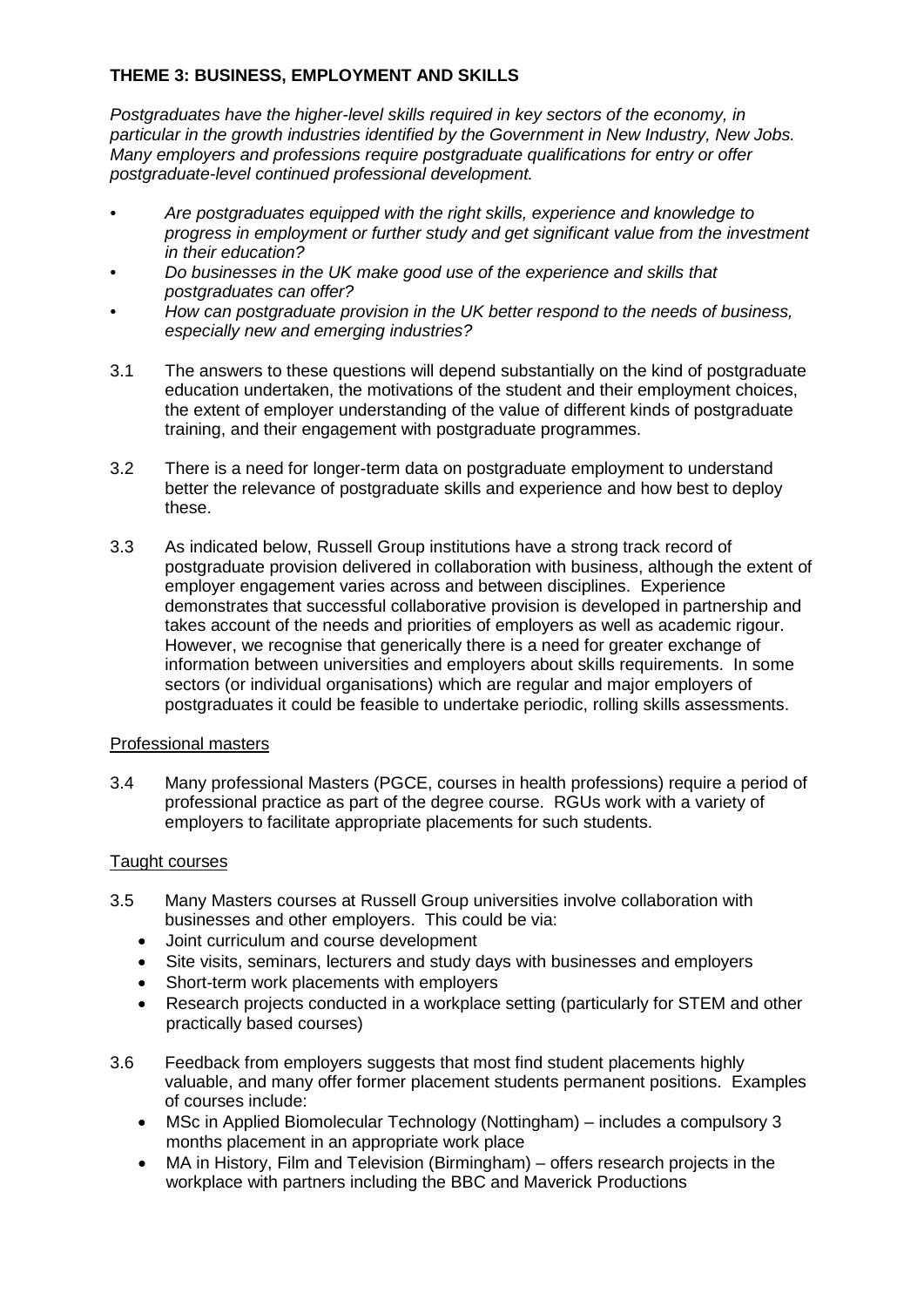## THEME 3: BUSINESS, EMPLOYMENT AND SKILLS

*Postgraduates have the higher-level skills required in key sectors of the economy, in particular in the growth industries identified by the Government in New Industry, New Jobs. Many employers and professions require postgraduate qualifications for entry or offer postgraduate-level continued professional development.*

- *Are postgraduates equipped with the right skills, experience and knowledge to progress in employment or further study and get significant value from the investment in their education?*
- *Do businesses in the UK make good use of the experience and skills that postgraduates can offer?*
- *How can postgraduate provision in the UK better respond to the needs of business, especially new and emerging industries?*

3.1 The answers to these questions will depend substantially on the kind of postgraduate education undertaken, the motivations of the student and their employment choices, the extent of employer understanding of the value of different kinds of postgraduate training, and their engagement with postgraduate programmes.

3.2 There is a need for longer-term data on postgraduate employment to understand better the relevance of postgraduate skills and experience and how best to deploy these.

3.3 As indicated below, Russell Group institutions have a strong track record of postgraduate provision delivered in collaboration with business, although the extent of employer engagement varies across and between disciplines. Experience demonstrates that successful collaborative provision is developed in partnership and takes account of the needs and priorities of employers as well as academic rigour. However, we recognise that generically there is a need for greater exchange of information between universities and employers about skills requirements. In some sectors (or individual organisations) which are regular and major employers of postgraduates it could be feasible to undertake periodic, rolling skills assessments.

### Professional masters

3.4 Many professional Masters (PGCE, courses in health professions) require a period of professional practice as part of the degree course. RGUs work with a variety of employers to facilitate appropriate placements for such students.

### Taught courses

3.5 Many Masters courses at Russell Group universities involve collaboration with businesses and other employers. This could be via:

- Joint curriculum and course development
- Site visits, seminars, lecturers and study days with businesses and employers
- Short-term work placements with employers
- Research projects conducted in a workplace setting (particularly for STEM and other practically based courses)

3.6 Feedback from employers suggests that most find student placements highly valuable, and many offer former placement students permanent positions. Examples of courses include:

- MSc in Applied Biomolecular Technology (Nottingham) – includes a compulsory 3 months placement in an appropriate work place
- MA in History, Film and Television (Birmingham) – offers research projects in the workplace with partners including the BBC and Maverick Productions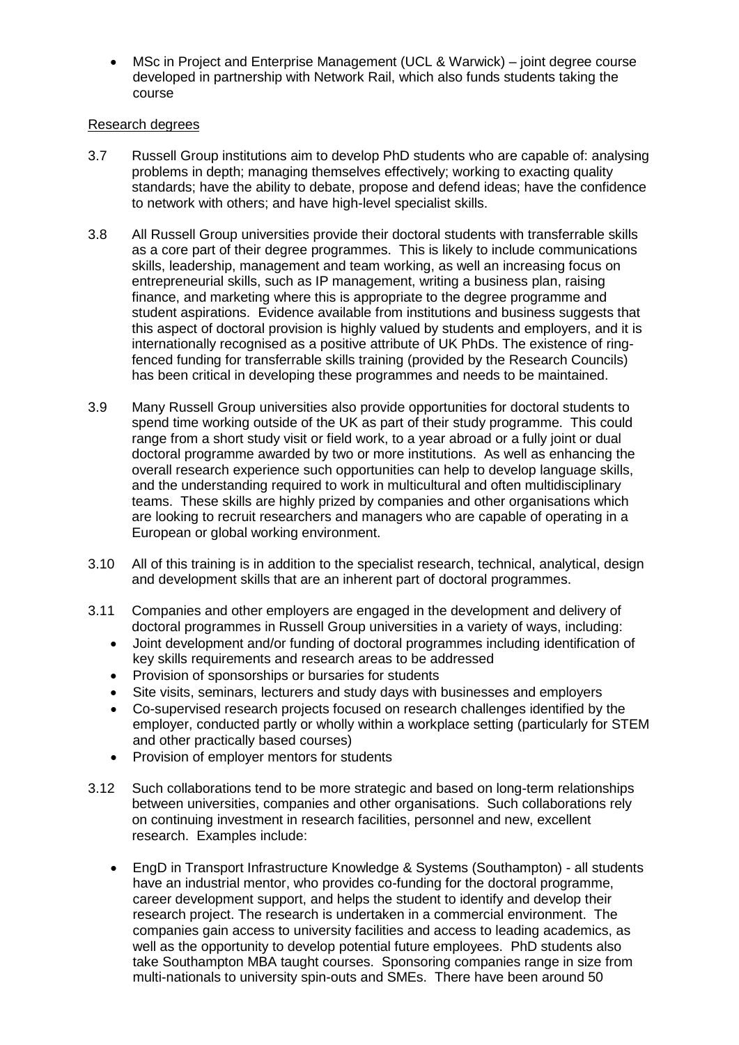- MSc in Project and Enterprise Management (UCL & Warwick) – joint degree course developed in partnership with Network Rail, which also funds students taking the course

### Research degrees

3.7 Russell Group institutions aim to develop PhD students who are capable of: analysing problems in depth; managing themselves effectively; working to exacting quality standards; have the ability to debate, propose and defend ideas; have the confidence to network with others; and have high-level specialist skills.

3.8 All Russell Group universities provide their doctoral students with transferrable skills as a core part of their degree programmes. This is likely to include communications skills, leadership, management and team working, as well an increasing focus on entrepreneurial skills, such as IP management, writing a business plan, raising finance, and marketing where this is appropriate to the degree programme and student aspirations. Evidence available from institutions and business suggests that this aspect of doctoral provision is highly valued by students and employers, and it is internationally recognised as a positive attribute of UK PhDs. The existence of ring-fenced funding for transferrable skills training (provided by the Research Councils) has been critical in developing these programmes and needs to be maintained.

3.9 Many Russell Group universities also provide opportunities for doctoral students to spend time working outside of the UK as part of their study programme. This could range from a short study visit or field work, to a year abroad or a fully joint or dual doctoral programme awarded by two or more institutions. As well as enhancing the overall research experience such opportunities can help to develop language skills, and the understanding required to work in multicultural and often multidisciplinary teams. These skills are highly prized by companies and other organisations which are looking to recruit researchers and managers who are capable of operating in a European or global working environment.

3.10 All of this training is in addition to the specialist research, technical, analytical, design and development skills that are an inherent part of doctoral programmes.

3.11 Companies and other employers are engaged in the development and delivery of doctoral programmes in Russell Group universities in a variety of ways, including:

- Joint development and/or funding of doctoral programmes including identification of key skills requirements and research areas to be addressed
- Provision of sponsorships or bursaries for students
- Site visits, seminars, lecturers and study days with businesses and employers
- Co-supervised research projects focused on research challenges identified by the employer, conducted partly or wholly within a workplace setting (particularly for STEM and other practically based courses)
- Provision of employer mentors for students

3.12 Such collaborations tend to be more strategic and based on long-term relationships between universities, companies and other organisations. Such collaborations rely on continuing investment in research facilities, personnel and new, excellent research. Examples include:

- EngD in Transport Infrastructure Knowledge & Systems (Southampton) - all students have an industrial mentor, who provides co-funding for the doctoral programme, career development support, and helps the student to identify and develop their research project. The research is undertaken in a commercial environment. The companies gain access to university facilities and access to leading academics, as well as the opportunity to develop potential future employees. PhD students also take Southampton MBA taught courses. Sponsoring companies range in size from multi-nationals to university spin-outs and SMEs. There have been around 50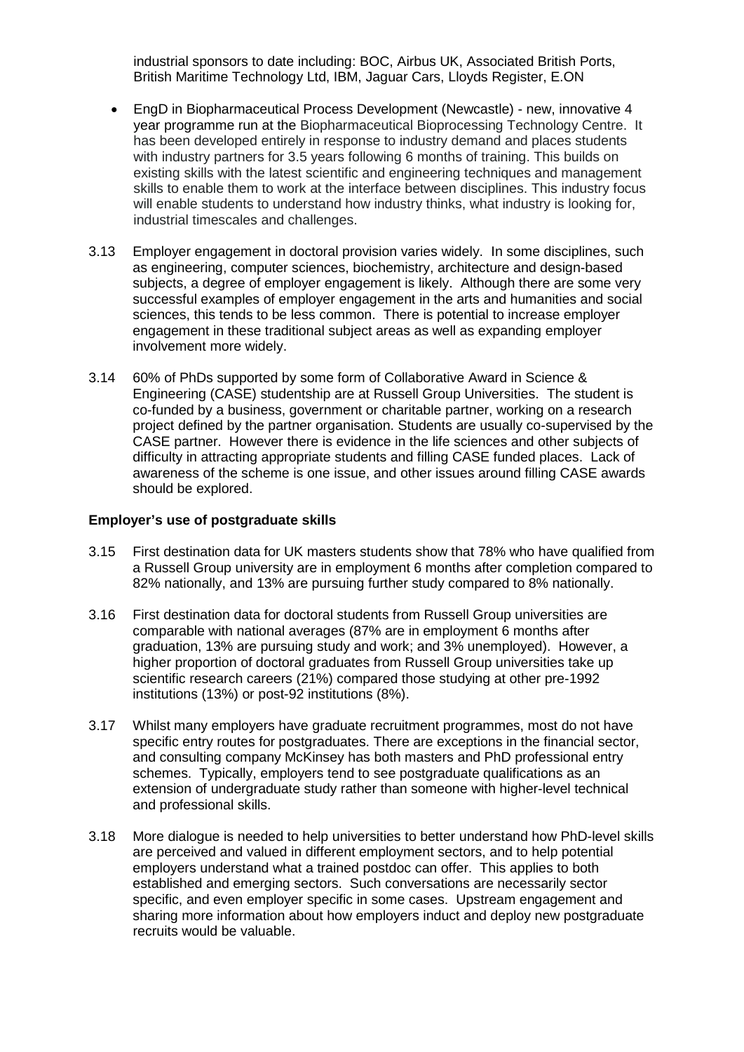industrial sponsors to date including: BOC, Airbus UK, Associated British Ports, British Maritime Technology Ltd, IBM, Jaguar Cars, Lloyds Register, E.ON

- EngD in Biopharmaceutical Process Development (Newcastle) - new, innovative 4 year programme run at the Biopharmaceutical Bioprocessing Technology Centre. It has been developed entirely in response to industry demand and places students with industry partners for 3.5 years following 6 months of training. This builds on existing skills with the latest scientific and engineering techniques and management skills to enable them to work at the interface between disciplines. This industry focus will enable students to understand how industry thinks, what industry is looking for, industrial timescales and challenges.

3.13 Employer engagement in doctoral provision varies widely. In some disciplines, such as engineering, computer sciences, biochemistry, architecture and design-based subjects, a degree of employer engagement is likely. Although there are some very successful examples of employer engagement in the arts and humanities and social sciences, this tends to be less common. There is potential to increase employer engagement in these traditional subject areas as well as expanding employer involvement more widely.

3.14 60% of PhDs supported by some form of Collaborative Award in Science & Engineering (CASE) studentship are at Russell Group Universities. The student is co-funded by a business, government or charitable partner, working on a research project defined by the partner organisation. Students are usually co-supervised by the CASE partner. However there is evidence in the life sciences and other subjects of difficulty in attracting appropriate students and filling CASE funded places. Lack of awareness of the scheme is one issue, and other issues around filling CASE awards should be explored.

**Employer's use of postgraduate skills**

3.15 First destination data for UK masters students show that 78% who have qualified from a Russell Group university are in employment 6 months after completion compared to 82% nationally, and 13% are pursuing further study compared to 8% nationally.

3.16 First destination data for doctoral students from Russell Group universities are comparable with national averages (87% are in employment 6 months after graduation, 13% are pursuing study and work; and 3% unemployed). However, a higher proportion of doctoral graduates from Russell Group universities take up scientific research careers (21%) compared those studying at other pre-1992 institutions (13%) or post-92 institutions (8%).

3.17 Whilst many employers have graduate recruitment programmes, most do not have specific entry routes for postgraduates. There are exceptions in the financial sector, and consulting company McKinsey has both masters and PhD professional entry schemes. Typically, employers tend to see postgraduate qualifications as an extension of undergraduate study rather than someone with higher-level technical and professional skills.

3.18 More dialogue is needed to help universities to better understand how PhD-level skills are perceived and valued in different employment sectors, and to help potential employers understand what a trained postdoc can offer. This applies to both established and emerging sectors. Such conversations are necessarily sector specific, and even employer specific in some cases. Upstream engagement and sharing more information about how employers induct and deploy new postgraduate recruits would be valuable.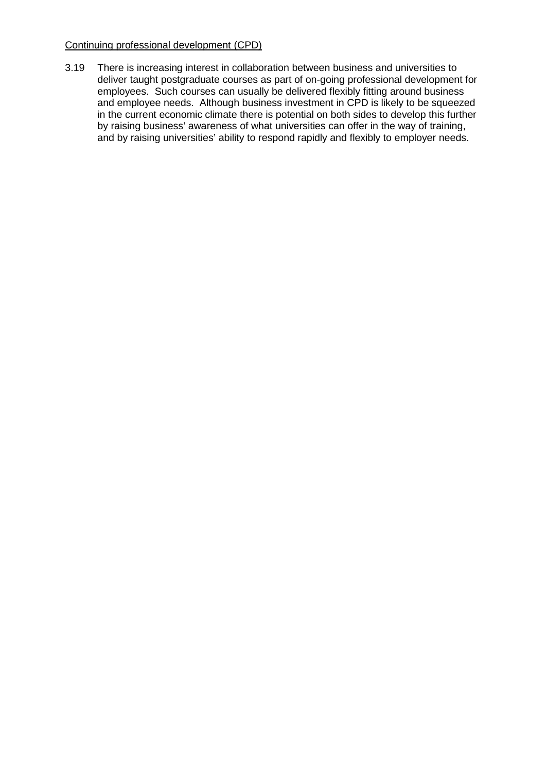Continuing professional development (CPD)

3.19 There is increasing interest in collaboration between business and universities to deliver taught postgraduate courses as part of on-going professional development for employees. Such courses can usually be delivered flexibly fitting around business and employee needs. Although business investment in CPD is likely to be squeezed in the current economic climate there is potential on both sides to develop this further by raising business' awareness of what universities can offer in the way of training, and by raising universities' ability to respond rapidly and flexibly to employer needs.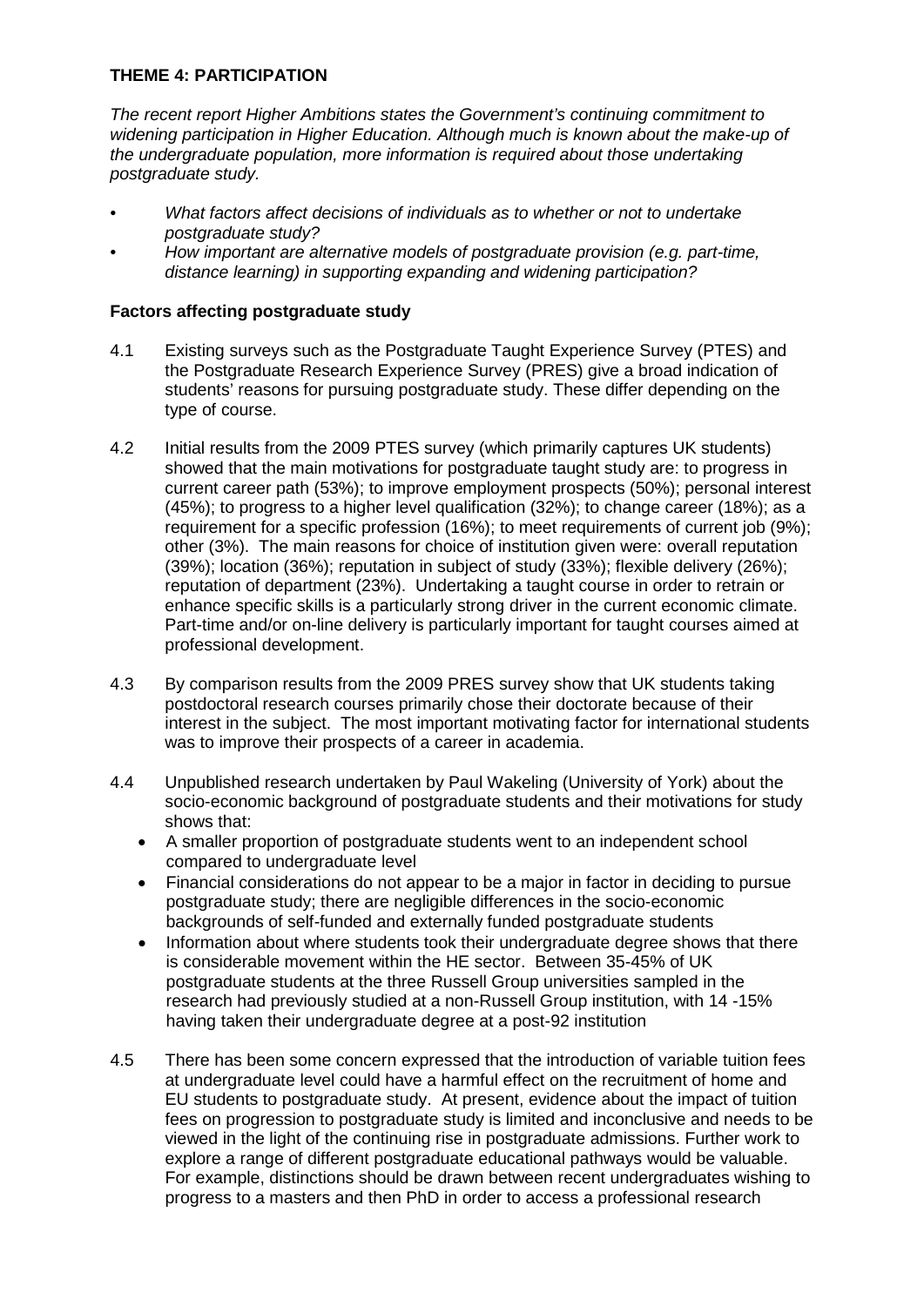## THEME 4: PARTICIPATION

*The recent report Higher Ambitions states the Government's continuing commitment to widening participation in Higher Education. Although much is known about the make-up of the undergraduate population, more information is required about those undertaking postgraduate study.*

- *What factors affect decisions of individuals as to whether or not to undertake postgraduate study?*
- *How important are alternative models of postgraduate provision (e.g. part-time, distance learning) in supporting expanding and widening participation?*

### Factors affecting postgraduate study

4.1 Existing surveys such as the Postgraduate Taught Experience Survey (PTES) and the Postgraduate Research Experience Survey (PRES) give a broad indication of students' reasons for pursuing postgraduate study. These differ depending on the type of course.

4.2 Initial results from the 2009 PTES survey (which primarily captures UK students) showed that the main motivations for postgraduate taught study are: to progress in current career path (53%); to improve employment prospects (50%); personal interest (45%); to progress to a higher level qualification (32%); to change career (18%); as a requirement for a specific profession (16%); to meet requirements of current job (9%); other (3%). The main reasons for choice of institution given were: overall reputation (39%); location (36%); reputation in subject of study (33%); flexible delivery (26%); reputation of department (23%). Undertaking a taught course in order to retrain or enhance specific skills is a particularly strong driver in the current economic climate. Part-time and/or on-line delivery is particularly important for taught courses aimed at professional development.

4.3 By comparison results from the 2009 PRES survey show that UK students taking postdoctoral research courses primarily chose their doctorate because of their interest in the subject. The most important motivating factor for international students was to improve their prospects of a career in academia.

4.4 Unpublished research undertaken by Paul Wakeling (University of York) about the socio-economic background of postgraduate students and their motivations for study shows that:

- A smaller proportion of postgraduate students went to an independent school compared to undergraduate level
- Financial considerations do not appear to be a major in factor in deciding to pursue postgraduate study; there are negligible differences in the socio-economic backgrounds of self-funded and externally funded postgraduate students
- Information about where students took their undergraduate degree shows that there is considerable movement within the HE sector. Between 35-45% of UK postgraduate students at the three Russell Group universities sampled in the research had previously studied at a non-Russell Group institution, with 14 -15% having taken their undergraduate degree at a post-92 institution

4.5 There has been some concern expressed that the introduction of variable tuition fees at undergraduate level could have a harmful effect on the recruitment of home and EU students to postgraduate study. At present, evidence about the impact of tuition fees on progression to postgraduate study is limited and inconclusive and needs to be viewed in the light of the continuing rise in postgraduate admissions. Further work to explore a range of different postgraduate educational pathways would be valuable. For example, distinctions should be drawn between recent undergraduates wishing to progress to a masters and then PhD in order to access a professional research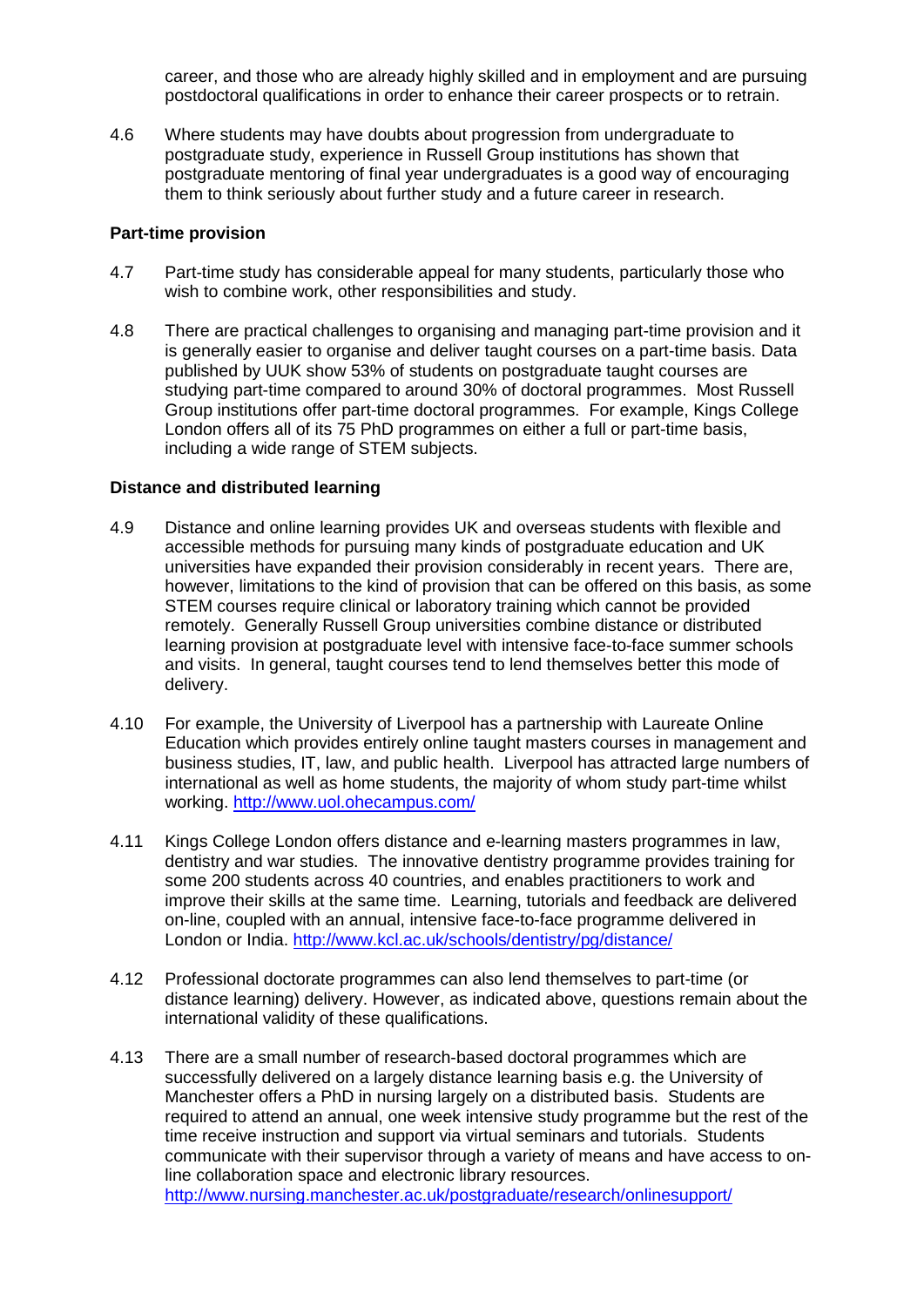career, and those who are already highly skilled and in employment and are pursuing postdoctoral qualifications in order to enhance their career prospects or to retrain.

4.6 Where students may have doubts about progression from undergraduate to postgraduate study, experience in Russell Group institutions has shown that postgraduate mentoring of final year undergraduates is a good way of encouraging them to think seriously about further study and a future career in research.

**Part-time provision**

4.7 Part-time study has considerable appeal for many students, particularly those who wish to combine work, other responsibilities and study.

4.8 There are practical challenges to organising and managing part-time provision and it is generally easier to organise and deliver taught courses on a part-time basis. Data published by UUK show 53% of students on postgraduate taught courses are studying part-time compared to around 30% of doctoral programmes. Most Russell Group institutions offer part-time doctoral programmes. For example, Kings College London offers all of its 75 PhD programmes on either a full or part-time basis, including a wide range of STEM subjects.

**Distance and distributed learning**

4.9 Distance and online learning provides UK and overseas students with flexible and accessible methods for pursuing many kinds of postgraduate education and UK universities have expanded their provision considerably in recent years. There are, however, limitations to the kind of provision that can be offered on this basis, as some STEM courses require clinical or laboratory training which cannot be provided remotely. Generally Russell Group universities combine distance or distributed learning provision at postgraduate level with intensive face-to-face summer schools and visits. In general, taught courses tend to lend themselves better this mode of delivery.

4.10 For example, the University of Liverpool has a partnership with Laureate Online Education which provides entirely online taught masters courses in management and business studies, IT, law, and public health. Liverpool has attracted large numbers of international as well as home students, the majority of whom study part-time whilst working. http://www.uol.ohecampus.com/

4.11 Kings College London offers distance and e-learning masters programmes in law, dentistry and war studies. The innovative dentistry programme provides training for some 200 students across 40 countries, and enables practitioners to work and improve their skills at the same time. Learning, tutorials and feedback are delivered on-line, coupled with an annual, intensive face-to-face programme delivered in London or India. http://www.kcl.ac.uk/schools/dentistry/pg/distance/

4.12 Professional doctorate programmes can also lend themselves to part-time (or distance learning) delivery. However, as indicated above, questions remain about the international validity of these qualifications.

4.13 There are a small number of research-based doctoral programmes which are successfully delivered on a largely distance learning basis e.g. the University of Manchester offers a PhD in nursing largely on a distributed basis. Students are required to attend an annual, one week intensive study programme but the rest of the time receive instruction and support via virtual seminars and tutorials. Students communicate with their supervisor through a variety of means and have access to on-line collaboration space and electronic library resources. http://www.nursing.manchester.ac.uk/postgraduate/research/onlinesupport/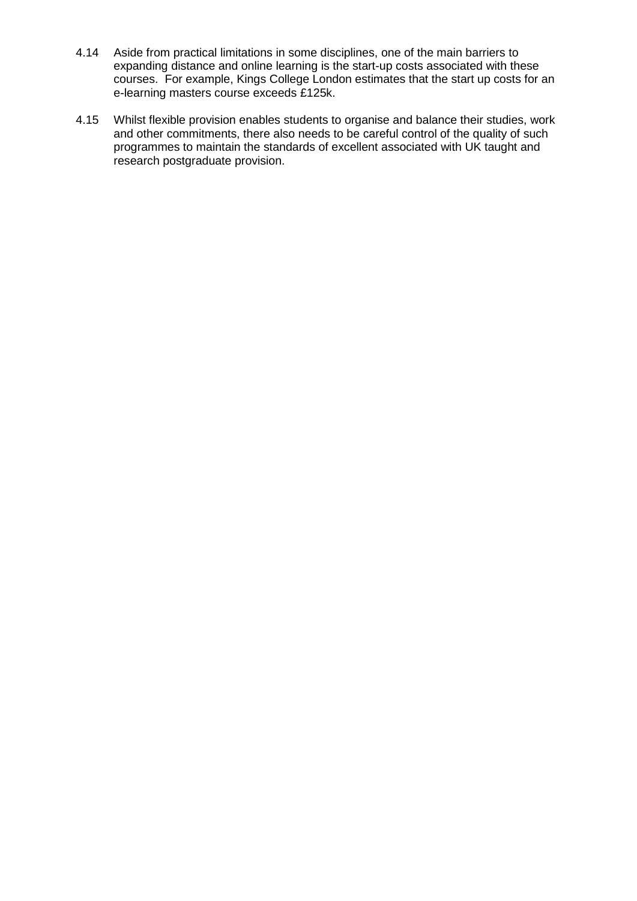4.14 Aside from practical limitations in some disciplines, one of the main barriers to expanding distance and online learning is the start-up costs associated with these courses. For example, Kings College London estimates that the start up costs for an e-learning masters course exceeds £125k.

4.15 Whilst flexible provision enables students to organise and balance their studies, work and other commitments, there also needs to be careful control of the quality of such programmes to maintain the standards of excellent associated with UK taught and research postgraduate provision.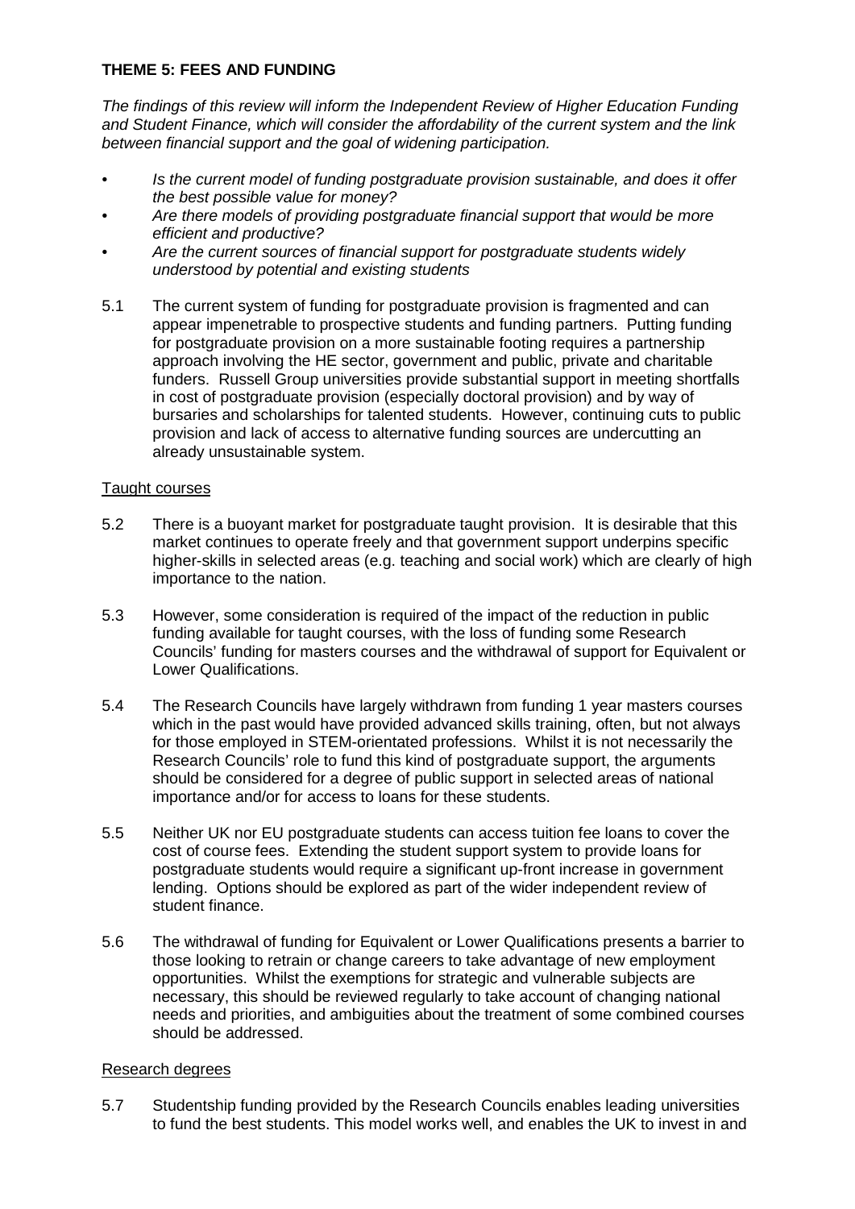## THEME 5: FEES AND FUNDING

*The findings of this review will inform the Independent Review of Higher Education Funding and Student Finance, which will consider the affordability of the current system and the link between financial support and the goal of widening participation.*

- *Is the current model of funding postgraduate provision sustainable, and does it offer the best possible value for money?*
- *Are there models of providing postgraduate financial support that would be more efficient and productive?*
- *Are the current sources of financial support for postgraduate students widely understood by potential and existing students*

5.1 The current system of funding for postgraduate provision is fragmented and can appear impenetrable to prospective students and funding partners. Putting funding for postgraduate provision on a more sustainable footing requires a partnership approach involving the HE sector, government and public, private and charitable funders. Russell Group universities provide substantial support in meeting shortfalls in cost of postgraduate provision (especially doctoral provision) and by way of bursaries and scholarships for talented students. However, continuing cuts to public provision and lack of access to alternative funding sources are undercutting an already unsustainable system.

### Taught courses

5.2 There is a buoyant market for postgraduate taught provision. It is desirable that this market continues to operate freely and that government support underpins specific higher-skills in selected areas (e.g. teaching and social work) which are clearly of high importance to the nation.

5.3 However, some consideration is required of the impact of the reduction in public funding available for taught courses, with the loss of funding some Research Councils' funding for masters courses and the withdrawal of support for Equivalent or Lower Qualifications.

5.4 The Research Councils have largely withdrawn from funding 1 year masters courses which in the past would have provided advanced skills training, often, but not always for those employed in STEM-orientated professions. Whilst it is not necessarily the Research Councils' role to fund this kind of postgraduate support, the arguments should be considered for a degree of public support in selected areas of national importance and/or for access to loans for these students.

5.5 Neither UK nor EU postgraduate students can access tuition fee loans to cover the cost of course fees. Extending the student support system to provide loans for postgraduate students would require a significant up-front increase in government lending. Options should be explored as part of the wider independent review of student finance.

5.6 The withdrawal of funding for Equivalent or Lower Qualifications presents a barrier to those looking to retrain or change careers to take advantage of new employment opportunities. Whilst the exemptions for strategic and vulnerable subjects are necessary, this should be reviewed regularly to take account of changing national needs and priorities, and ambiguities about the treatment of some combined courses should be addressed.

### Research degrees

5.7 Studentship funding provided by the Research Councils enables leading universities to fund the best students. This model works well, and enables the UK to invest in and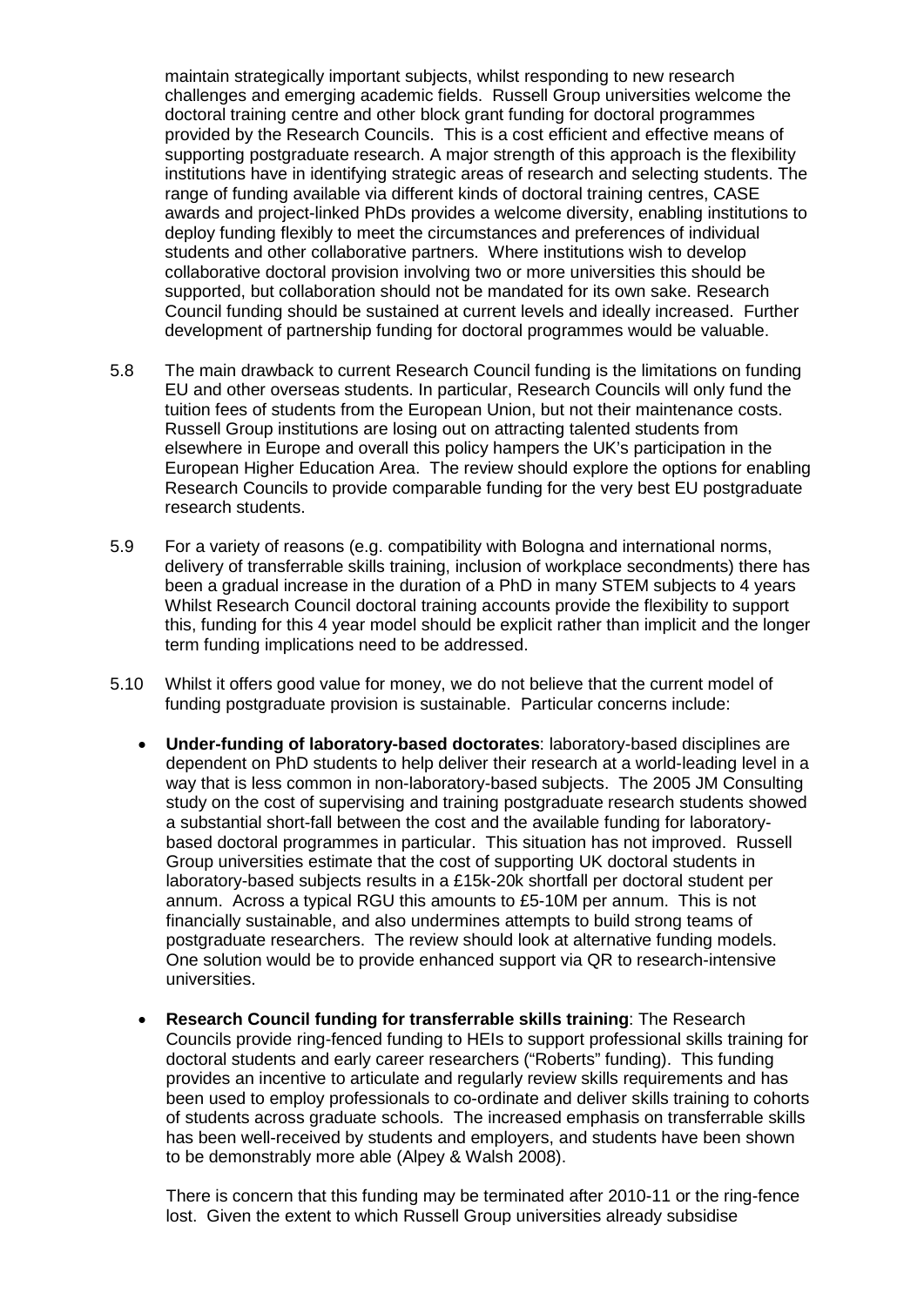maintain strategically important subjects, whilst responding to new research challenges and emerging academic fields. Russell Group universities welcome the doctoral training centre and other block grant funding for doctoral programmes provided by the Research Councils. This is a cost efficient and effective means of supporting postgraduate research. A major strength of this approach is the flexibility institutions have in identifying strategic areas of research and selecting students. The range of funding available via different kinds of doctoral training centres, CASE awards and project-linked PhDs provides a welcome diversity, enabling institutions to deploy funding flexibly to meet the circumstances and preferences of individual students and other collaborative partners. Where institutions wish to develop collaborative doctoral provision involving two or more universities this should be supported, but collaboration should not be mandated for its own sake. Research Council funding should be sustained at current levels and ideally increased. Further development of partnership funding for doctoral programmes would be valuable.

5.8 The main drawback to current Research Council funding is the limitations on funding EU and other overseas students. In particular, Research Councils will only fund the tuition fees of students from the European Union, but not their maintenance costs. Russell Group institutions are losing out on attracting talented students from elsewhere in Europe and overall this policy hampers the UK's participation in the European Higher Education Area. The review should explore the options for enabling Research Councils to provide comparable funding for the very best EU postgraduate research students.

5.9 For a variety of reasons (e.g. compatibility with Bologna and international norms, delivery of transferrable skills training, inclusion of workplace secondments) there has been a gradual increase in the duration of a PhD in many STEM subjects to 4 years Whilst Research Council doctoral training accounts provide the flexibility to support this, funding for this 4 year model should be explicit rather than implicit and the longer term funding implications need to be addressed.

5.10 Whilst it offers good value for money, we do not believe that the current model of funding postgraduate provision is sustainable. Particular concerns include:

- **Under-funding of laboratory-based doctorates**: laboratory-based disciplines are dependent on PhD students to help deliver their research at a world-leading level in a way that is less common in non-laboratory-based subjects. The 2005 JM Consulting study on the cost of supervising and training postgraduate research students showed a substantial short-fall between the cost and the available funding for laboratory-based doctoral programmes in particular. This situation has not improved. Russell Group universities estimate that the cost of supporting UK doctoral students in laboratory-based subjects results in a £15k-20k shortfall per doctoral student per annum. Across a typical RGU this amounts to £5-10M per annum. This is not financially sustainable, and also undermines attempts to build strong teams of postgraduate researchers. The review should look at alternative funding models. One solution would be to provide enhanced support via QR to research-intensive universities.

- **Research Council funding for transferrable skills training**: The Research Councils provide ring-fenced funding to HEIs to support professional skills training for doctoral students and early career researchers ("Roberts" funding). This funding provides an incentive to articulate and regularly review skills requirements and has been used to employ professionals to co-ordinate and deliver skills training to cohorts of students across graduate schools. The increased emphasis on transferrable skills has been well-received by students and employers, and students have been shown to be demonstrably more able (Alpey & Walsh 2008).

  There is concern that this funding may be terminated after 2010-11 or the ring-fence lost. Given the extent to which Russell Group universities already subsidise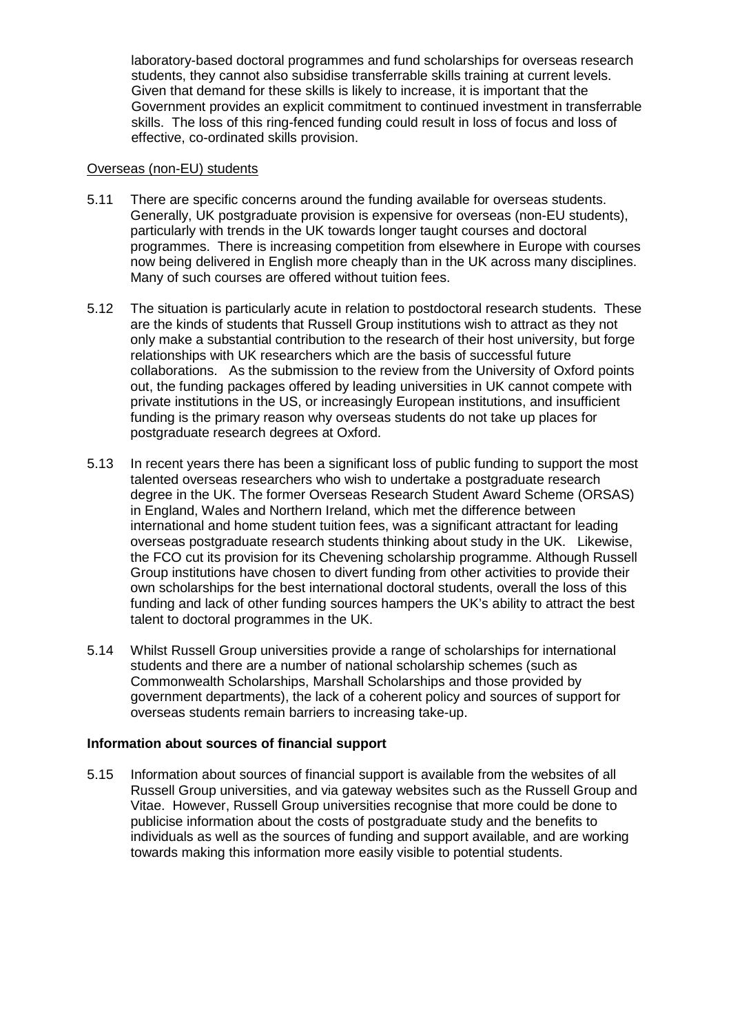laboratory-based doctoral programmes and fund scholarships for overseas research students, they cannot also subsidise transferrable skills training at current levels. Given that demand for these skills is likely to increase, it is important that the Government provides an explicit commitment to continued investment in transferrable skills. The loss of this ring-fenced funding could result in loss of focus and loss of effective, co-ordinated skills provision.

<u>Overseas (non-EU) students</u>

5.11 There are specific concerns around the funding available for overseas students. Generally, UK postgraduate provision is expensive for overseas (non-EU students), particularly with trends in the UK towards longer taught courses and doctoral programmes. There is increasing competition from elsewhere in Europe with courses now being delivered in English more cheaply than in the UK across many disciplines. Many of such courses are offered without tuition fees.

5.12 The situation is particularly acute in relation to postdoctoral research students. These are the kinds of students that Russell Group institutions wish to attract as they not only make a substantial contribution to the research of their host university, but forge relationships with UK researchers which are the basis of successful future collaborations. As the submission to the review from the University of Oxford points out, the funding packages offered by leading universities in UK cannot compete with private institutions in the US, or increasingly European institutions, and insufficient funding is the primary reason why overseas students do not take up places for postgraduate research degrees at Oxford.

5.13 In recent years there has been a significant loss of public funding to support the most talented overseas researchers who wish to undertake a postgraduate research degree in the UK. The former Overseas Research Student Award Scheme (ORSAS) in England, Wales and Northern Ireland, which met the difference between international and home student tuition fees, was a significant attractant for leading overseas postgraduate research students thinking about study in the UK. Likewise, the FCO cut its provision for its Chevening scholarship programme. Although Russell Group institutions have chosen to divert funding from other activities to provide their own scholarships for the best international doctoral students, overall the loss of this funding and lack of other funding sources hampers the UK's ability to attract the best talent to doctoral programmes in the UK.

5.14 Whilst Russell Group universities provide a range of scholarships for international students and there are a number of national scholarship schemes (such as Commonwealth Scholarships, Marshall Scholarships and those provided by government departments), the lack of a coherent policy and sources of support for overseas students remain barriers to increasing take-up.

**Information about sources of financial support**

5.15 Information about sources of financial support is available from the websites of all Russell Group universities, and via gateway websites such as the Russell Group and Vitae. However, Russell Group universities recognise that more could be done to publicise information about the costs of postgraduate study and the benefits to individuals as well as the sources of funding and support available, and are working towards making this information more easily visible to potential students.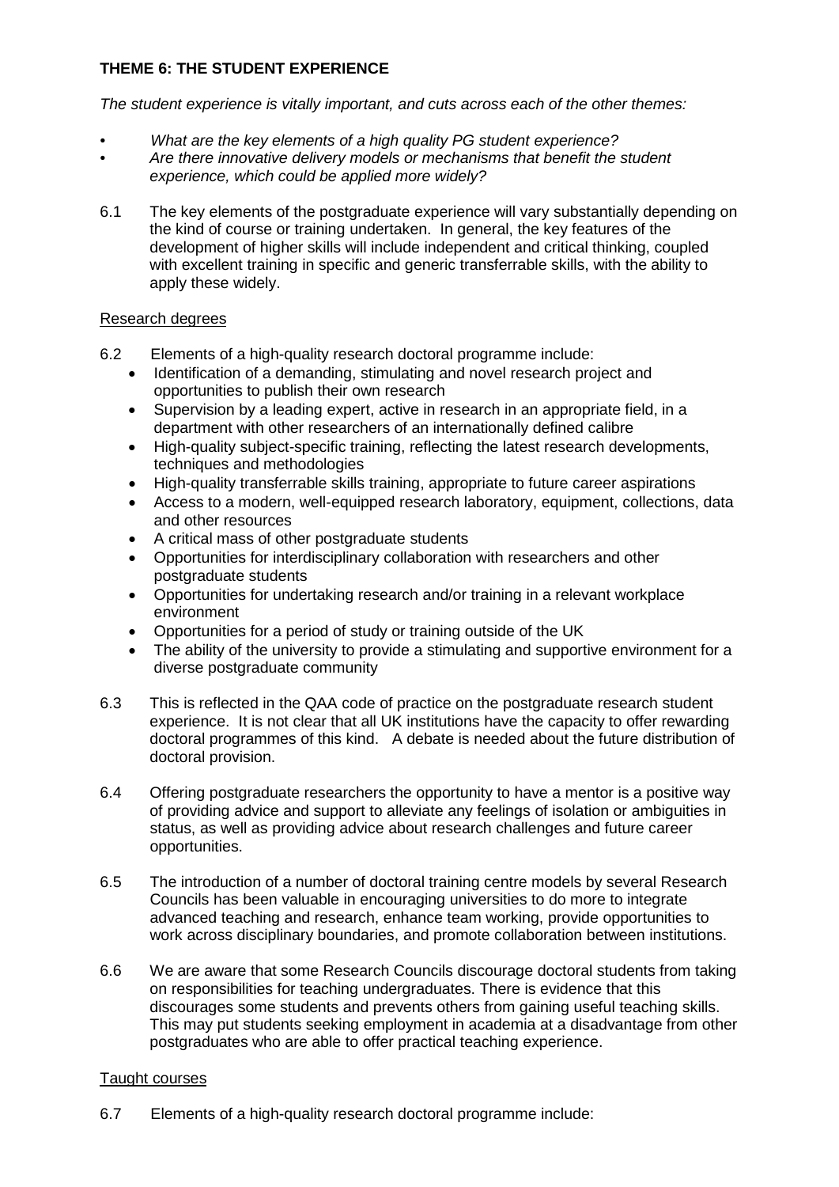**THEME 6: THE STUDENT EXPERIENCE**

*The student experience is vitally important, and cuts across each of the other themes:*

- *What are the key elements of a high quality PG student experience?*
- *Are there innovative delivery models or mechanisms that benefit the student experience, which could be applied more widely?*

6.1 The key elements of the postgraduate experience will vary substantially depending on the kind of course or training undertaken. In general, the key features of the development of higher skills will include independent and critical thinking, coupled with excellent training in specific and generic transferrable skills, with the ability to apply these widely.

Research degrees

6.2 Elements of a high-quality research doctoral programme include:

- Identification of a demanding, stimulating and novel research project and opportunities to publish their own research
- Supervision by a leading expert, active in research in an appropriate field, in a department with other researchers of an internationally defined calibre
- High-quality subject-specific training, reflecting the latest research developments, techniques and methodologies
- High-quality transferrable skills training, appropriate to future career aspirations
- Access to a modern, well-equipped research laboratory, equipment, collections, data and other resources
- A critical mass of other postgraduate students
- Opportunities for interdisciplinary collaboration with researchers and other postgraduate students
- Opportunities for undertaking research and/or training in a relevant workplace environment
- Opportunities for a period of study or training outside of the UK
- The ability of the university to provide a stimulating and supportive environment for a diverse postgraduate community

6.3 This is reflected in the QAA code of practice on the postgraduate research student experience. It is not clear that all UK institutions have the capacity to offer rewarding doctoral programmes of this kind. A debate is needed about the future distribution of doctoral provision.

6.4 Offering postgraduate researchers the opportunity to have a mentor is a positive way of providing advice and support to alleviate any feelings of isolation or ambiguities in status, as well as providing advice about research challenges and future career opportunities.

6.5 The introduction of a number of doctoral training centre models by several Research Councils has been valuable in encouraging universities to do more to integrate advanced teaching and research, enhance team working, provide opportunities to work across disciplinary boundaries, and promote collaboration between institutions.

6.6 We are aware that some Research Councils discourage doctoral students from taking on responsibilities for teaching undergraduates. There is evidence that this discourages some students and prevents others from gaining useful teaching skills. This may put students seeking employment in academia at a disadvantage from other postgraduates who are able to offer practical teaching experience.

Taught courses

6.7 Elements of a high-quality research doctoral programme include: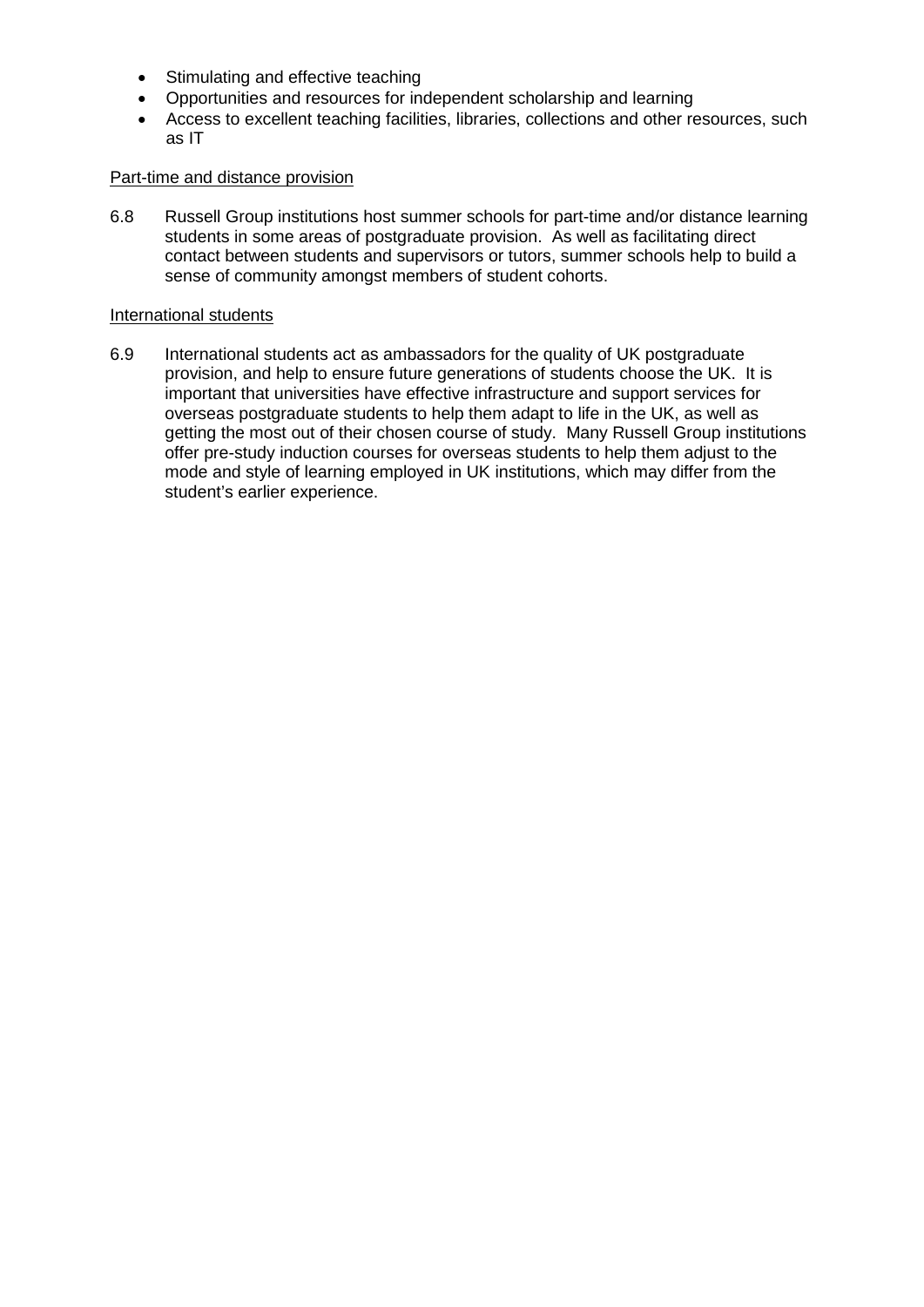- Stimulating and effective teaching
- Opportunities and resources for independent scholarship and learning
- Access to excellent teaching facilities, libraries, collections and other resources, such as IT

Part-time and distance provision

6.8 Russell Group institutions host summer schools for part-time and/or distance learning students in some areas of postgraduate provision. As well as facilitating direct contact between students and supervisors or tutors, summer schools help to build a sense of community amongst members of student cohorts.

International students

6.9 International students act as ambassadors for the quality of UK postgraduate provision, and help to ensure future generations of students choose the UK. It is important that universities have effective infrastructure and support services for overseas postgraduate students to help them adapt to life in the UK, as well as getting the most out of their chosen course of study. Many Russell Group institutions offer pre-study induction courses for overseas students to help them adjust to the mode and style of learning employed in UK institutions, which may differ from the student's earlier experience.